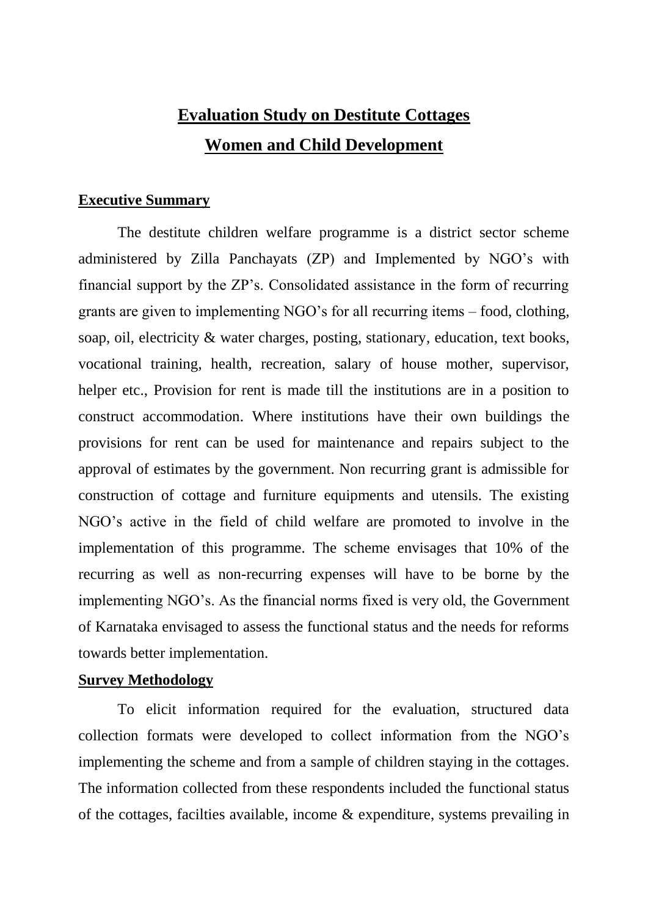# Evaluation Study on Destitute Cottages

# Women and Child Development

## Executive Summary

The destitute children welfare programme is a district sector scheme administered by Zilla Panchayats (ZP) and Implemented by NGO's with financial support by the ZP's. Consolidated assistance in the form of recurring grants are given to implementing NGO's for all recurring items – food, clothing, soap, oil, electricity & water charges, posting, stationary, education, text books, vocational training, health, recreation, salary of house mother, supervisor, helper etc., Provision for rent is made till the institutions are in a position to construct accommodation. Where institutions have their own buildings the provisions for rent can be used for maintenance and repairs subject to the approval of estimates by the government. Non recurring grant is admissible for construction of cottage and furniture equipments and utensils. The existing NGO's active in the field of child welfare are promoted to involve in the implementation of this programme. The scheme envisages that 10% of the recurring as well as non-recurring expenses will have to be borne by the implementing NGO's. As the financial norms fixed is very old, the Government of Karnataka envisaged to assess the functional status and the needs for reforms towards better implementation.

## Survey Methodology

To elicit information required for the evaluation, structured data collection formats were developed to collect information from the NGO's implementing the scheme and from a sample of children staying in the cottages. The information collected from these respondents included the functional status of the cottages, facilties available, income & expenditure, systems prevailing in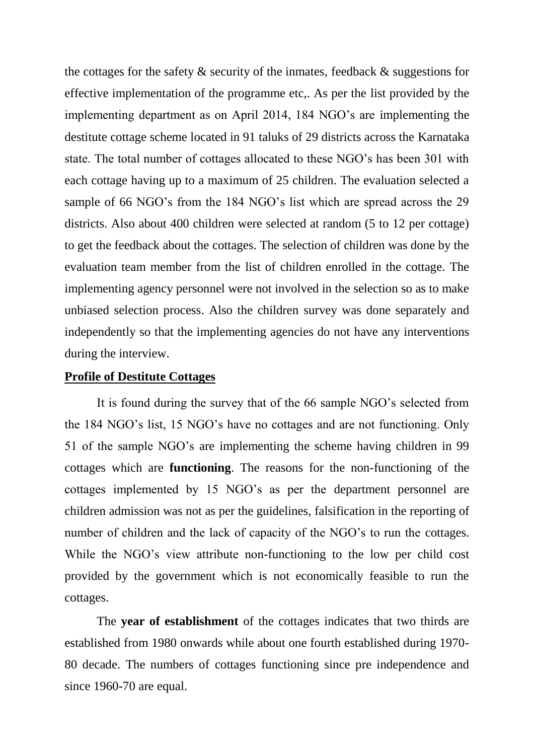the cottages for the safety & security of the inmates, feedback & suggestions for effective implementation of the programme etc,. As per the list provided by the implementing department as on April 2014, 184 NGO's are implementing the destitute cottage scheme located in 91 taluks of 29 districts across the Karnataka state. The total number of cottages allocated to these NGO's has been 301 with each cottage having up to a maximum of 25 children. The evaluation selected a sample of 66 NGO's from the 184 NGO's list which are spread across the 29 districts. Also about 400 children were selected at random (5 to 12 per cottage) to get the feedback about the cottages. The selection of children was done by the evaluation team member from the list of children enrolled in the cottage. The implementing agency personnel were not involved in the selection so as to make unbiased selection process. Also the children survey was done separately and independently so that the implementing agencies do not have any interventions during the interview.

**Profile of Destitute Cottages**

It is found during the survey that of the 66 sample NGO's selected from the 184 NGO's list, 15 NGO's have no cottages and are not functioning. Only 51 of the sample NGO's are implementing the scheme having children in 99 cottages which are **functioning**. The reasons for the non-functioning of the cottages implemented by 15 NGO's as per the department personnel are children admission was not as per the guidelines, falsification in the reporting of number of children and the lack of capacity of the NGO's to run the cottages. While the NGO's view attribute non-functioning to the low per child cost provided by the government which is not economically feasible to run the cottages.

The **year of establishment** of the cottages indicates that two thirds are established from 1980 onwards while about one fourth established during 1970-80 decade. The numbers of cottages functioning since pre independence and since 1960-70 are equal.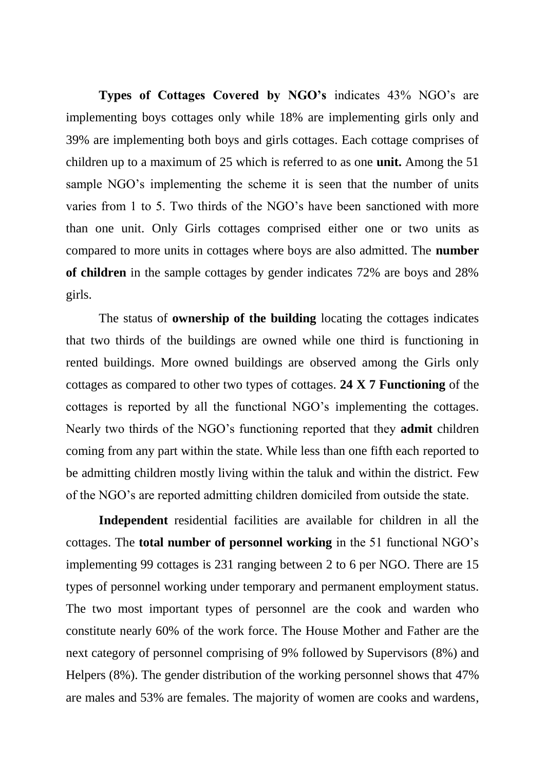**Types of Cottages Covered by NGO's** indicates 43% NGO's are implementing boys cottages only while 18% are implementing girls only and 39% are implementing both boys and girls cottages. Each cottage comprises of children up to a maximum of 25 which is referred to as one **unit.** Among the 51 sample NGO's implementing the scheme it is seen that the number of units varies from 1 to 5. Two thirds of the NGO's have been sanctioned with more than one unit. Only Girls cottages comprised either one or two units as compared to more units in cottages where boys are also admitted. The **number of children** in the sample cottages by gender indicates 72% are boys and 28% girls.

The status of **ownership of the building** locating the cottages indicates that two thirds of the buildings are owned while one third is functioning in rented buildings. More owned buildings are observed among the Girls only cottages as compared to other two types of cottages. **24 X 7 Functioning** of the cottages is reported by all the functional NGO's implementing the cottages. Nearly two thirds of the NGO's functioning reported that they **admit** children coming from any part within the state. While less than one fifth each reported to be admitting children mostly living within the taluk and within the district. Few of the NGO's are reported admitting children domiciled from outside the state.

**Independent** residential facilities are available for children in all the cottages. The **total number of personnel working** in the 51 functional NGO's implementing 99 cottages is 231 ranging between 2 to 6 per NGO. There are 15 types of personnel working under temporary and permanent employment status. The two most important types of personnel are the cook and warden who constitute nearly 60% of the work force. The House Mother and Father are the next category of personnel comprising of 9% followed by Supervisors (8%) and Helpers (8%). The gender distribution of the working personnel shows that 47% are males and 53% are females. The majority of women are cooks and wardens,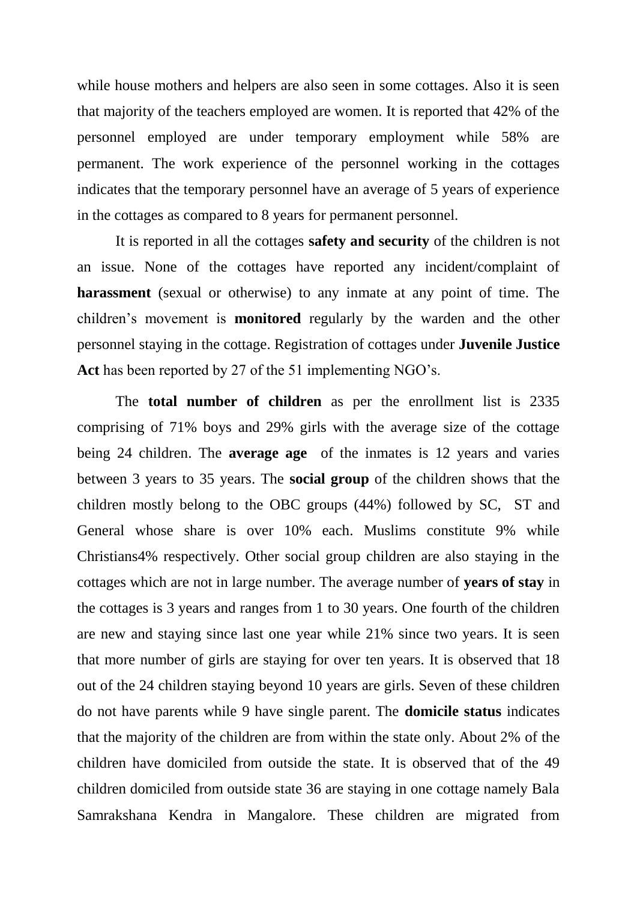while house mothers and helpers are also seen in some cottages. Also it is seen that majority of the teachers employed are women. It is reported that 42% of the personnel employed are under temporary employment while 58% are permanent. The work experience of the personnel working in the cottages indicates that the temporary personnel have an average of 5 years of experience in the cottages as compared to 8 years for permanent personnel.

It is reported in all the cottages **safety and security** of the children is not an issue. None of the cottages have reported any incident/complaint of **harassment** (sexual or otherwise) to any inmate at any point of time. The children's movement is **monitored** regularly by the warden and the other personnel staying in the cottage. Registration of cottages under **Juvenile Justice Act** has been reported by 27 of the 51 implementing NGO's.

The **total number of children** as per the enrollment list is 2335 comprising of 71% boys and 29% girls with the average size of the cottage being 24 children. The **average age** of the inmates is 12 years and varies between 3 years to 35 years. The **social group** of the children shows that the children mostly belong to the OBC groups (44%) followed by SC, ST and General whose share is over 10% each. Muslims constitute 9% while Christians4% respectively. Other social group children are also staying in the cottages which are not in large number. The average number of **years of stay** in the cottages is 3 years and ranges from 1 to 30 years. One fourth of the children are new and staying since last one year while 21% since two years. It is seen that more number of girls are staying for over ten years. It is observed that 18 out of the 24 children staying beyond 10 years are girls. Seven of these children do not have parents while 9 have single parent. The **domicile status** indicates that the majority of the children are from within the state only. About 2% of the children have domiciled from outside the state. It is observed that of the 49 children domiciled from outside state 36 are staying in one cottage namely Bala Samrakshana Kendra in Mangalore. These children are migrated from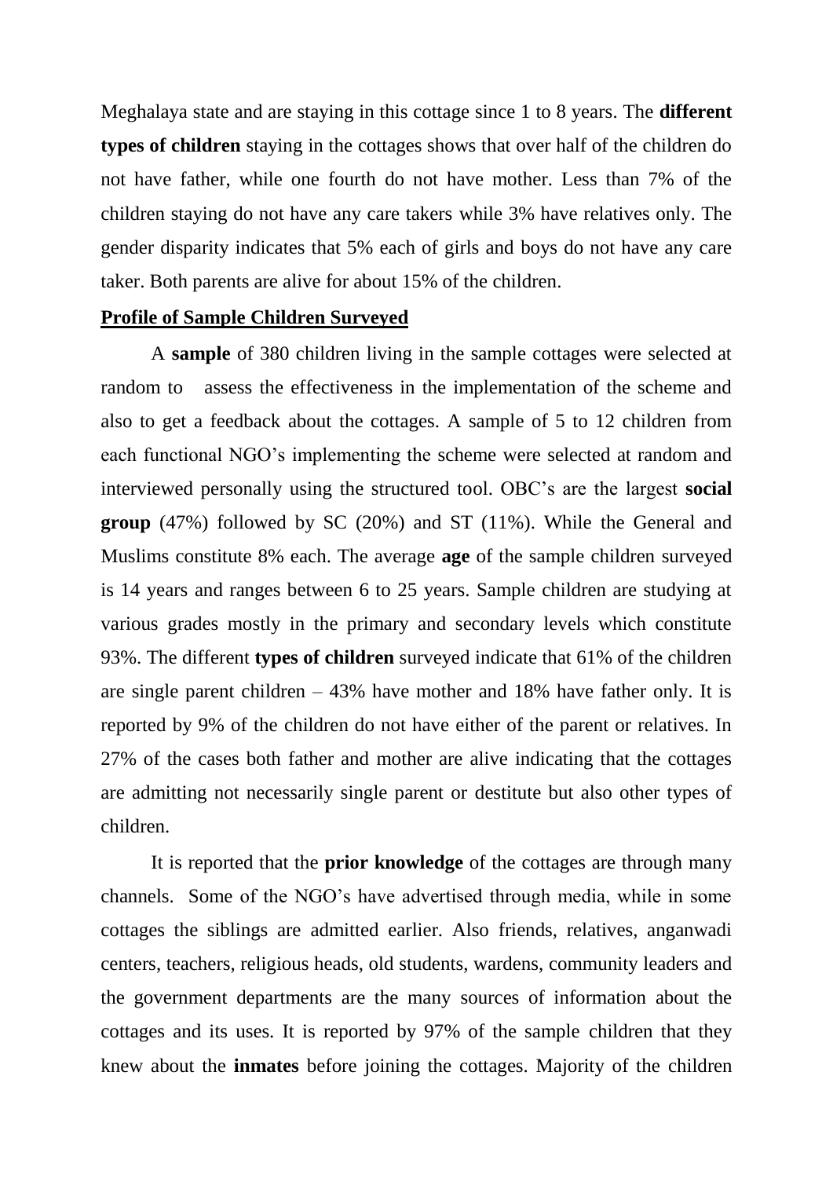Meghalaya state and are staying in this cottage since 1 to 8 years. The **different types of children** staying in the cottages shows that over half of the children do not have father, while one fourth do not have mother. Less than 7% of the children staying do not have any care takers while 3% have relatives only. The gender disparity indicates that 5% each of girls and boys do not have any care taker. Both parents are alive for about 15% of the children.

**Profile of Sample Children Surveyed**

A **sample** of 380 children living in the sample cottages were selected at random to assess the effectiveness in the implementation of the scheme and also to get a feedback about the cottages. A sample of 5 to 12 children from each functional NGO's implementing the scheme were selected at random and interviewed personally using the structured tool. OBC's are the largest **social group** (47%) followed by SC (20%) and ST (11%). While the General and Muslims constitute 8% each. The average **age** of the sample children surveyed is 14 years and ranges between 6 to 25 years. Sample children are studying at various grades mostly in the primary and secondary levels which constitute 93%. The different **types of children** surveyed indicate that 61% of the children are single parent children – 43% have mother and 18% have father only. It is reported by 9% of the children do not have either of the parent or relatives. In 27% of the cases both father and mother are alive indicating that the cottages are admitting not necessarily single parent or destitute but also other types of children.

It is reported that the **prior knowledge** of the cottages are through many channels. Some of the NGO's have advertised through media, while in some cottages the siblings are admitted earlier. Also friends, relatives, anganwadi centers, teachers, religious heads, old students, wardens, community leaders and the government departments are the many sources of information about the cottages and its uses. It is reported by 97% of the sample children that they knew about the **inmates** before joining the cottages. Majority of the children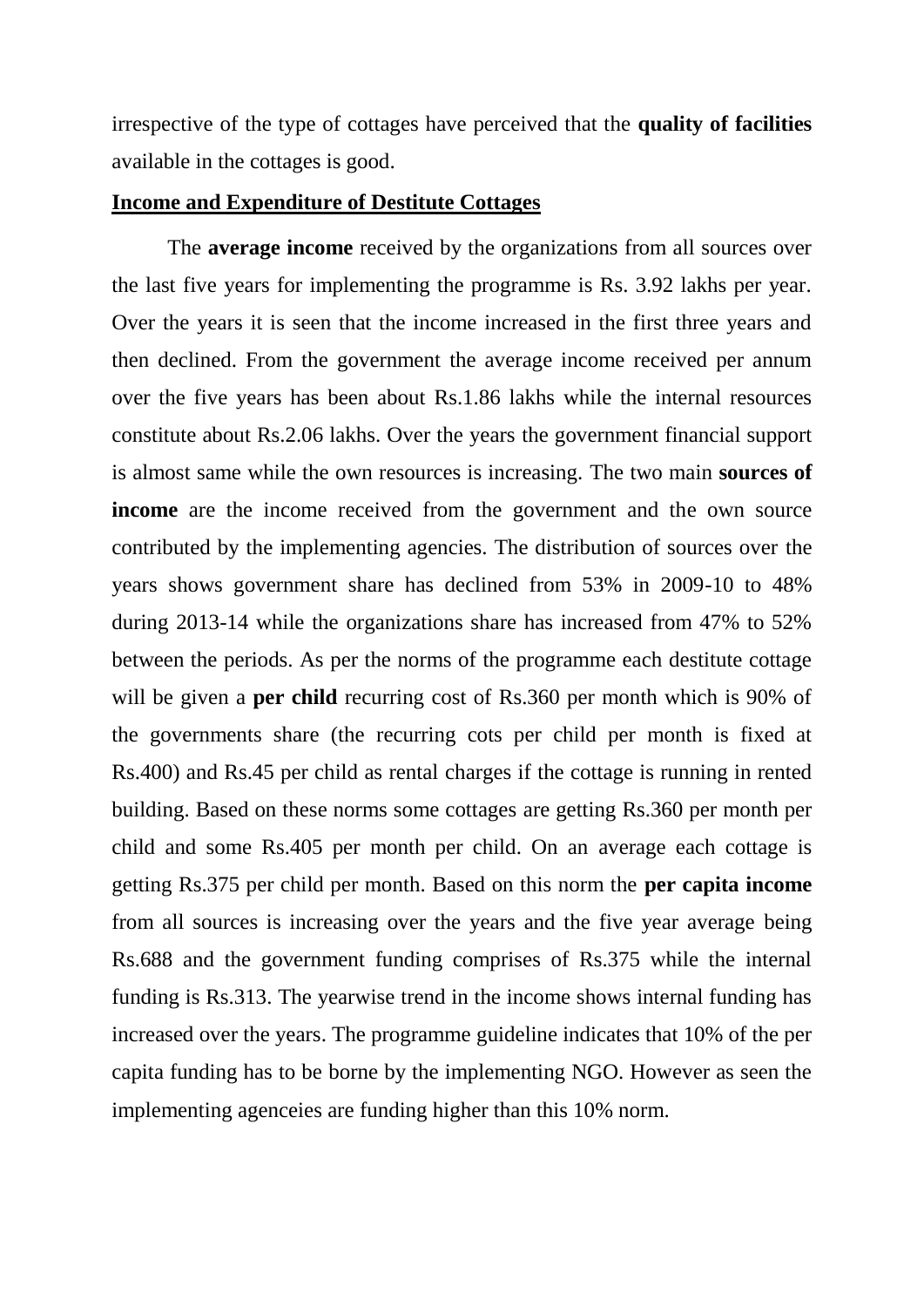irrespective of the type of cottages have perceived that the **quality of facilities** available in the cottages is good.

**Income and Expenditure of Destitute Cottages**

The **average income** received by the organizations from all sources over the last five years for implementing the programme is Rs. 3.92 lakhs per year. Over the years it is seen that the income increased in the first three years and then declined. From the government the average income received per annum over the five years has been about Rs.1.86 lakhs while the internal resources constitute about Rs.2.06 lakhs. Over the years the government financial support is almost same while the own resources is increasing. The two main **sources of income** are the income received from the government and the own source contributed by the implementing agencies. The distribution of sources over the years shows government share has declined from 53% in 2009-10 to 48% during 2013-14 while the organizations share has increased from 47% to 52% between the periods. As per the norms of the programme each destitute cottage will be given a **per child** recurring cost of Rs.360 per month which is 90% of the governments share (the recurring cots per child per month is fixed at Rs.400) and Rs.45 per child as rental charges if the cottage is running in rented building. Based on these norms some cottages are getting Rs.360 per month per child and some Rs.405 per month per child. On an average each cottage is getting Rs.375 per child per month. Based on this norm the **per capita income** from all sources is increasing over the years and the five year average being Rs.688 and the government funding comprises of Rs.375 while the internal funding is Rs.313. The yearwise trend in the income shows internal funding has increased over the years. The programme guideline indicates that 10% of the per capita funding has to be borne by the implementing NGO. However as seen the implementing agenceies are funding higher than this 10% norm.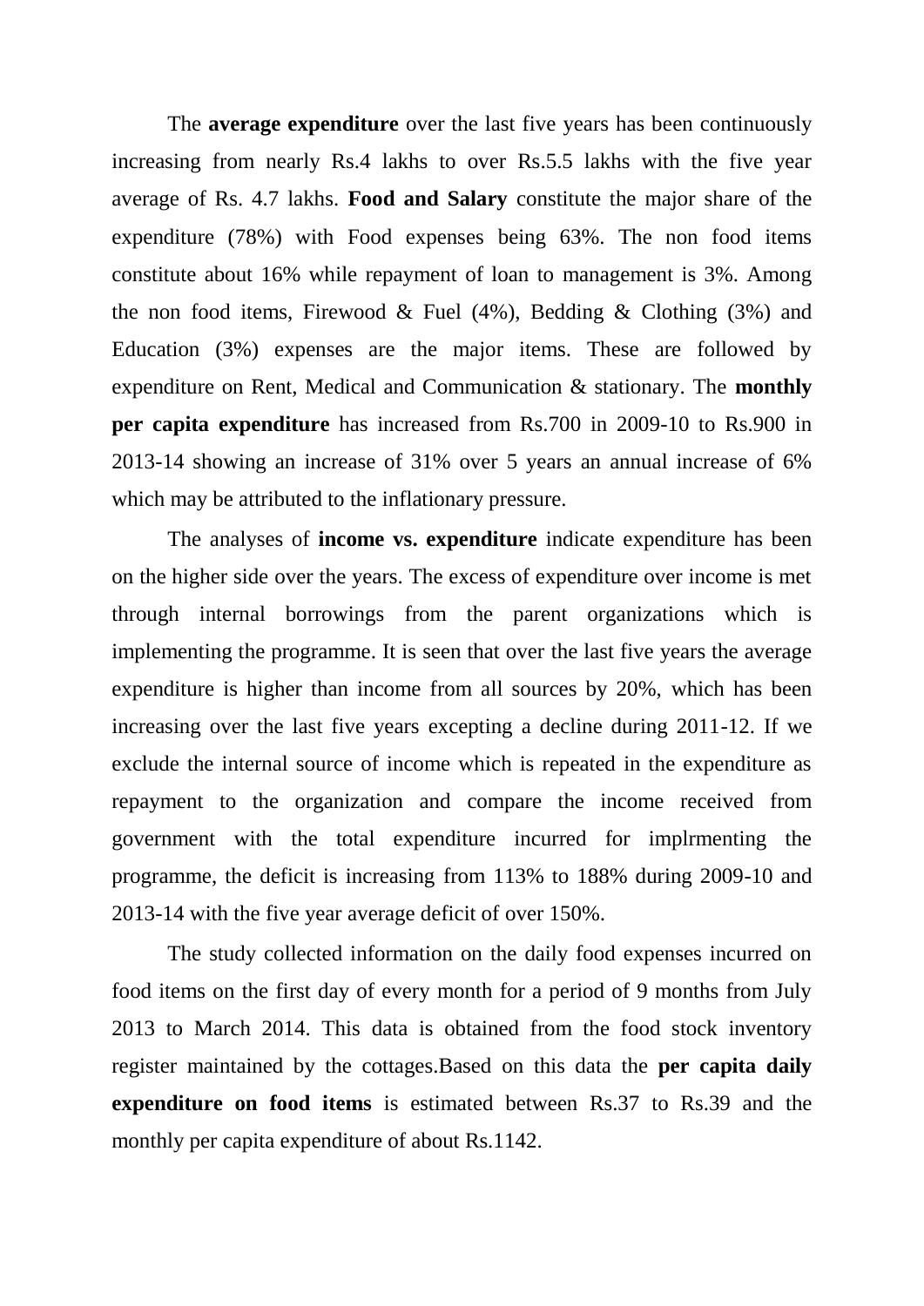The **average expenditure** over the last five years has been continuously increasing from nearly Rs.4 lakhs to over Rs.5.5 lakhs with the five year average of Rs. 4.7 lakhs. **Food and Salary** constitute the major share of the expenditure (78%) with Food expenses being 63%. The non food items constitute about 16% while repayment of loan to management is 3%. Among the non food items, Firewood & Fuel (4%), Bedding & Clothing (3%) and Education (3%) expenses are the major items. These are followed by expenditure on Rent, Medical and Communication & stationary. The **monthly per capita expenditure** has increased from Rs.700 in 2009-10 to Rs.900 in 2013-14 showing an increase of 31% over 5 years an annual increase of 6% which may be attributed to the inflationary pressure.

The analyses of **income vs. expenditure** indicate expenditure has been on the higher side over the years. The excess of expenditure over income is met through internal borrowings from the parent organizations which is implementing the programme. It is seen that over the last five years the average expenditure is higher than income from all sources by 20%, which has been increasing over the last five years excepting a decline during 2011-12. If we exclude the internal source of income which is repeated in the expenditure as repayment to the organization and compare the income received from government with the total expenditure incurred for implrmenting the programme, the deficit is increasing from 113% to 188% during 2009-10 and 2013-14 with the five year average deficit of over 150%.

The study collected information on the daily food expenses incurred on food items on the first day of every month for a period of 9 months from July 2013 to March 2014. This data is obtained from the food stock inventory register maintained by the cottages.Based on this data the **per capita daily expenditure on food items** is estimated between Rs.37 to Rs.39 and the monthly per capita expenditure of about Rs.1142.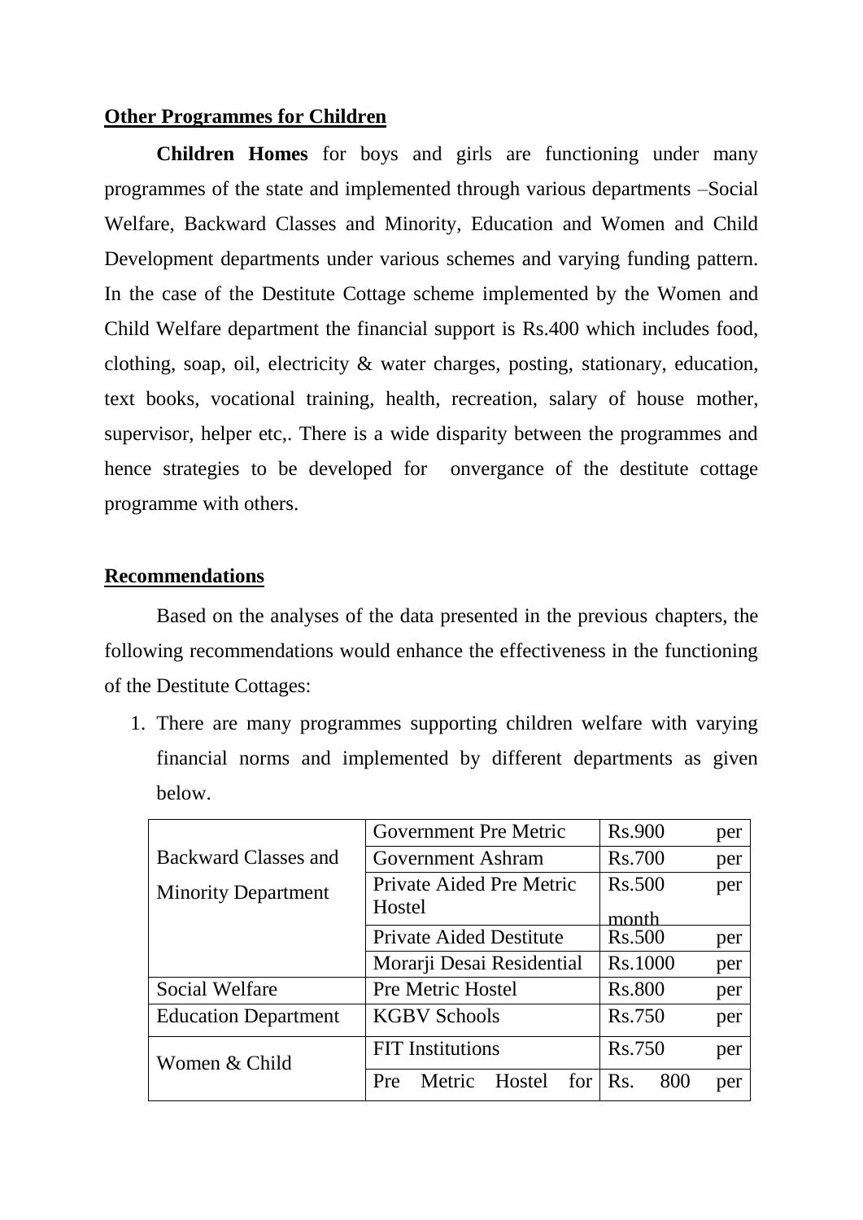**Other Programmes for Children**

**Children Homes** for boys and girls are functioning under many programmes of the state and implemented through various departments –Social Welfare, Backward Classes and Minority, Education and Women and Child Development departments under various schemes and varying funding pattern. In the case of the Destitute Cottage scheme implemented by the Women and Child Welfare department the financial support is Rs.400 which includes food, clothing, soap, oil, electricity & water charges, posting, stationary, education, text books, vocational training, health, recreation, salary of house mother, supervisor, helper etc,. There is a wide disparity between the programmes and hence strategies to be developed for onvergance of the destitute cottage programme with others.

**Recommendations**

Based on the analyses of the data presented in the previous chapters, the following recommendations would enhance the effectiveness in the functioning of the Destitute Cottages:

1. There are many programmes supporting children welfare with varying financial norms and implemented by different departments as given below.

| | | |
|---|---|---|
| Backward Classes and Minority Department | Government Pre Metric | Rs.900 per |
| | Government Ashram | Rs.700 per |
| | Private Aided Pre Metric Hostel | Rs.500 per month |
| | Private Aided Destitute | Rs.500 per |
| | Morarji Desai Residential | Rs.1000 per |
| Social Welfare | Pre Metric Hostel | Rs.800 per |
| Education Department | KGBV Schools | Rs.750 per |
| Women & Child | FIT Institutions | Rs.750 per |
| | Pre Metric Hostel for | Rs. 800 per |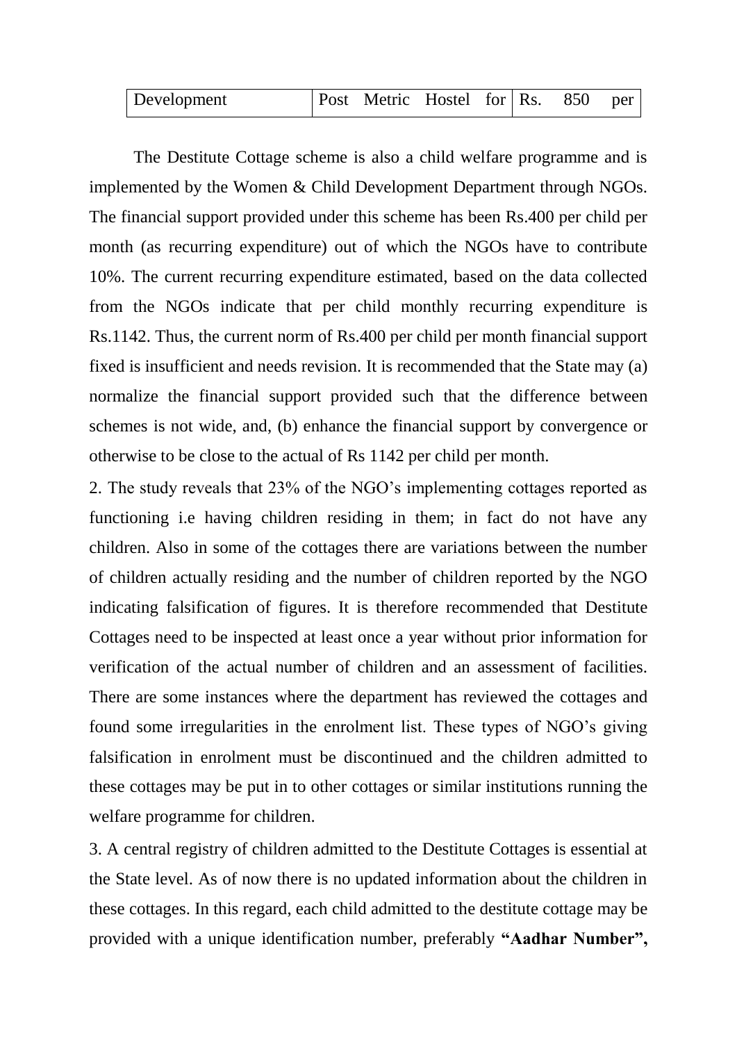| Development | Post Metric Hostel for | Rs. 850 per |
|---|---|---|

The Destitute Cottage scheme is also a child welfare programme and is implemented by the Women & Child Development Department through NGOs. The financial support provided under this scheme has been Rs.400 per child per month (as recurring expenditure) out of which the NGOs have to contribute 10%. The current recurring expenditure estimated, based on the data collected from the NGOs indicate that per child monthly recurring expenditure is Rs.1142. Thus, the current norm of Rs.400 per child per month financial support fixed is insufficient and needs revision. It is recommended that the State may (a) normalize the financial support provided such that the difference between schemes is not wide, and, (b) enhance the financial support by convergence or otherwise to be close to the actual of Rs 1142 per child per month.

2. The study reveals that 23% of the NGO's implementing cottages reported as functioning i.e having children residing in them; in fact do not have any children. Also in some of the cottages there are variations between the number of children actually residing and the number of children reported by the NGO indicating falsification of figures. It is therefore recommended that Destitute Cottages need to be inspected at least once a year without prior information for verification of the actual number of children and an assessment of facilities. There are some instances where the department has reviewed the cottages and found some irregularities in the enrolment list. These types of NGO's giving falsification in enrolment must be discontinued and the children admitted to these cottages may be put in to other cottages or similar institutions running the welfare programme for children.

3. A central registry of children admitted to the Destitute Cottages is essential at the State level. As of now there is no updated information about the children in these cottages. In this regard, each child admitted to the destitute cottage may be provided with a unique identification number, preferably **"Aadhar Number",**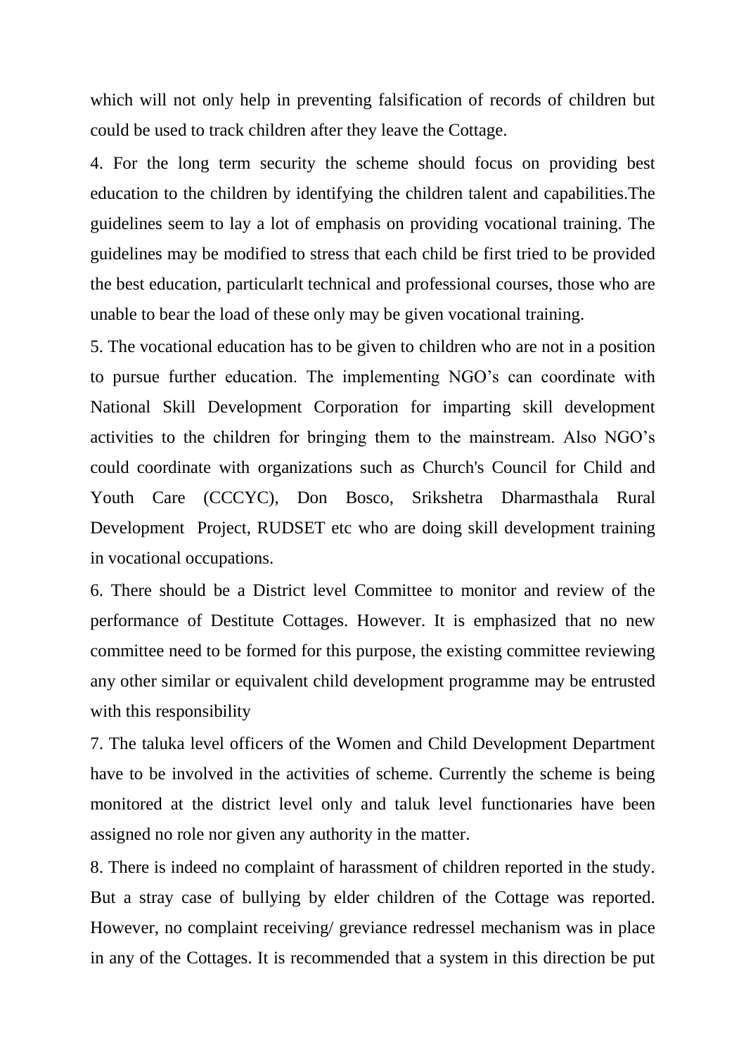which will not only help in preventing falsification of records of children but could be used to track children after they leave the Cottage.

4. For the long term security the scheme should focus on providing best education to the children by identifying the children talent and capabilities.The guidelines seem to lay a lot of emphasis on providing vocational training. The guidelines may be modified to stress that each child be first tried to be provided the best education, particularlt technical and professional courses, those who are unable to bear the load of these only may be given vocational training.

5. The vocational education has to be given to children who are not in a position to pursue further education. The implementing NGO's can coordinate with National Skill Development Corporation for imparting skill development activities to the children for bringing them to the mainstream. Also NGO's could coordinate with organizations such as Church's Council for Child and Youth Care (CCCYC), Don Bosco, Srikshetra Dharmasthala Rural Development Project, RUDSET etc who are doing skill development training in vocational occupations.

6. There should be a District level Committee to monitor and review of the performance of Destitute Cottages. However. It is emphasized that no new committee need to be formed for this purpose, the existing committee reviewing any other similar or equivalent child development programme may be entrusted with this responsibility

7. The taluka level officers of the Women and Child Development Department have to be involved in the activities of scheme. Currently the scheme is being monitored at the district level only and taluk level functionaries have been assigned no role nor given any authority in the matter.

8. There is indeed no complaint of harassment of children reported in the study. But a stray case of bullying by elder children of the Cottage was reported. However, no complaint receiving/ greviance redressel mechanism was in place in any of the Cottages. It is recommended that a system in this direction be put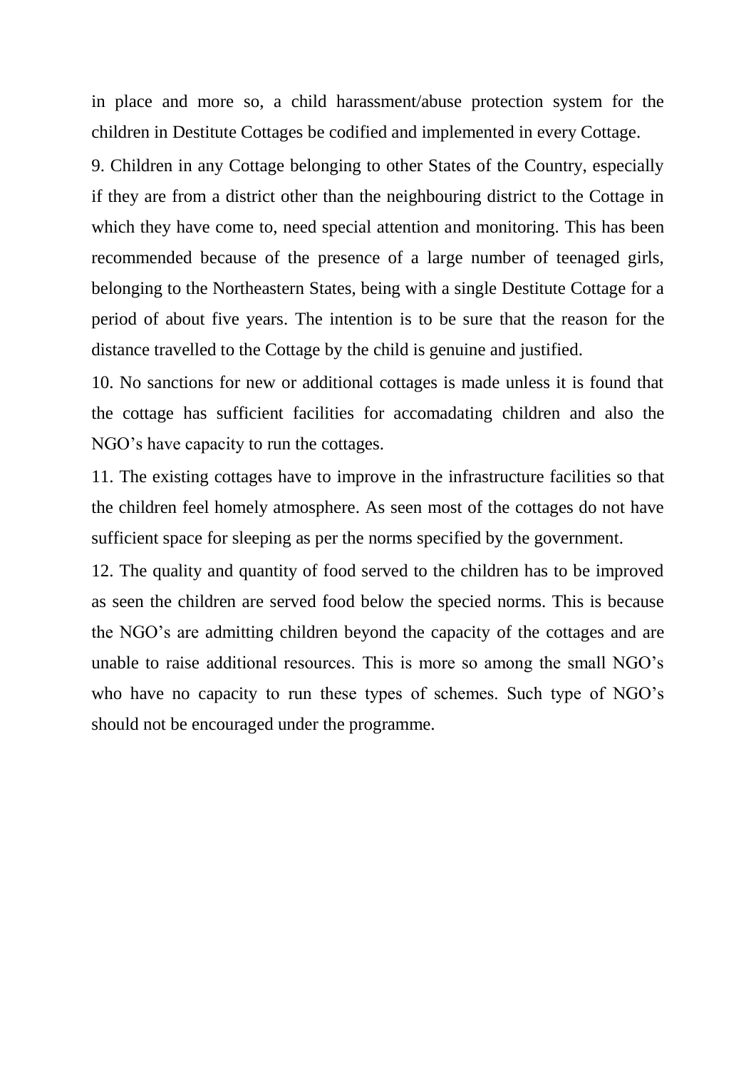in place and more so, a child harassment/abuse protection system for the children in Destitute Cottages be codified and implemented in every Cottage.

9. Children in any Cottage belonging to other States of the Country, especially if they are from a district other than the neighbouring district to the Cottage in which they have come to, need special attention and monitoring. This has been recommended because of the presence of a large number of teenaged girls, belonging to the Northeastern States, being with a single Destitute Cottage for a period of about five years. The intention is to be sure that the reason for the distance travelled to the Cottage by the child is genuine and justified.

10. No sanctions for new or additional cottages is made unless it is found that the cottage has sufficient facilities for accomadating children and also the NGO's have capacity to run the cottages.

11. The existing cottages have to improve in the infrastructure facilities so that the children feel homely atmosphere. As seen most of the cottages do not have sufficient space for sleeping as per the norms specified by the government.

12. The quality and quantity of food served to the children has to be improved as seen the children are served food below the specied norms. This is because the NGO's are admitting children beyond the capacity of the cottages and are unable to raise additional resources. This is more so among the small NGO's who have no capacity to run these types of schemes. Such type of NGO's should not be encouraged under the programme.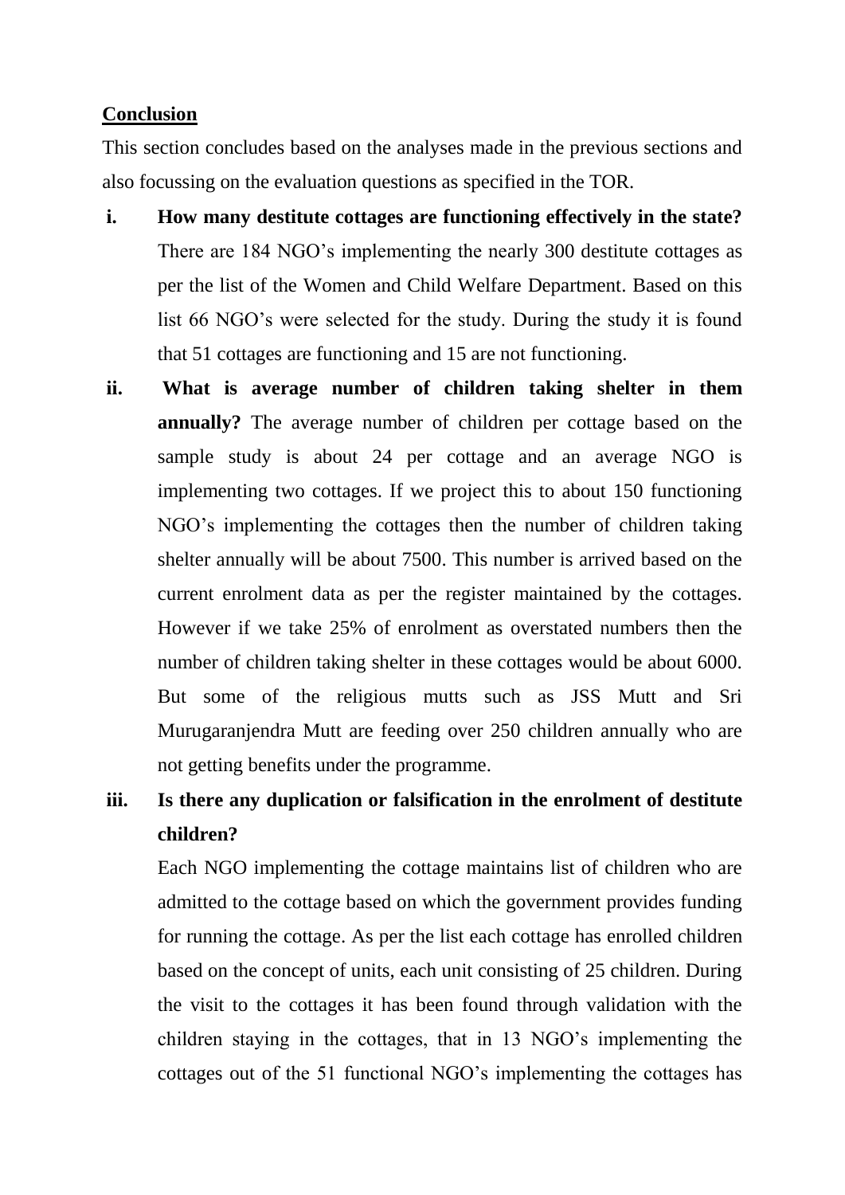**Conclusion**

This section concludes based on the analyses made in the previous sections and also focussing on the evaluation questions as specified in the TOR.

i. **How many destitute cottages are functioning effectively in the state?** There are 184 NGO's implementing the nearly 300 destitute cottages as per the list of the Women and Child Welfare Department. Based on this list 66 NGO's were selected for the study. During the study it is found that 51 cottages are functioning and 15 are not functioning.

ii. **What is average number of children taking shelter in them annually?** The average number of children per cottage based on the sample study is about 24 per cottage and an average NGO is implementing two cottages. If we project this to about 150 functioning NGO's implementing the cottages then the number of children taking shelter annually will be about 7500. This number is arrived based on the current enrolment data as per the register maintained by the cottages. However if we take 25% of enrolment as overstated numbers then the number of children taking shelter in these cottages would be about 6000. But some of the religious mutts such as JSS Mutt and Sri Murugaranjendra Mutt are feeding over 250 children annually who are not getting benefits under the programme.

iii. **Is there any duplication or falsification in the enrolment of destitute children?**

Each NGO implementing the cottage maintains list of children who are admitted to the cottage based on which the government provides funding for running the cottage. As per the list each cottage has enrolled children based on the concept of units, each unit consisting of 25 children. During the visit to the cottages it has been found through validation with the children staying in the cottages, that in 13 NGO's implementing the cottages out of the 51 functional NGO's implementing the cottages has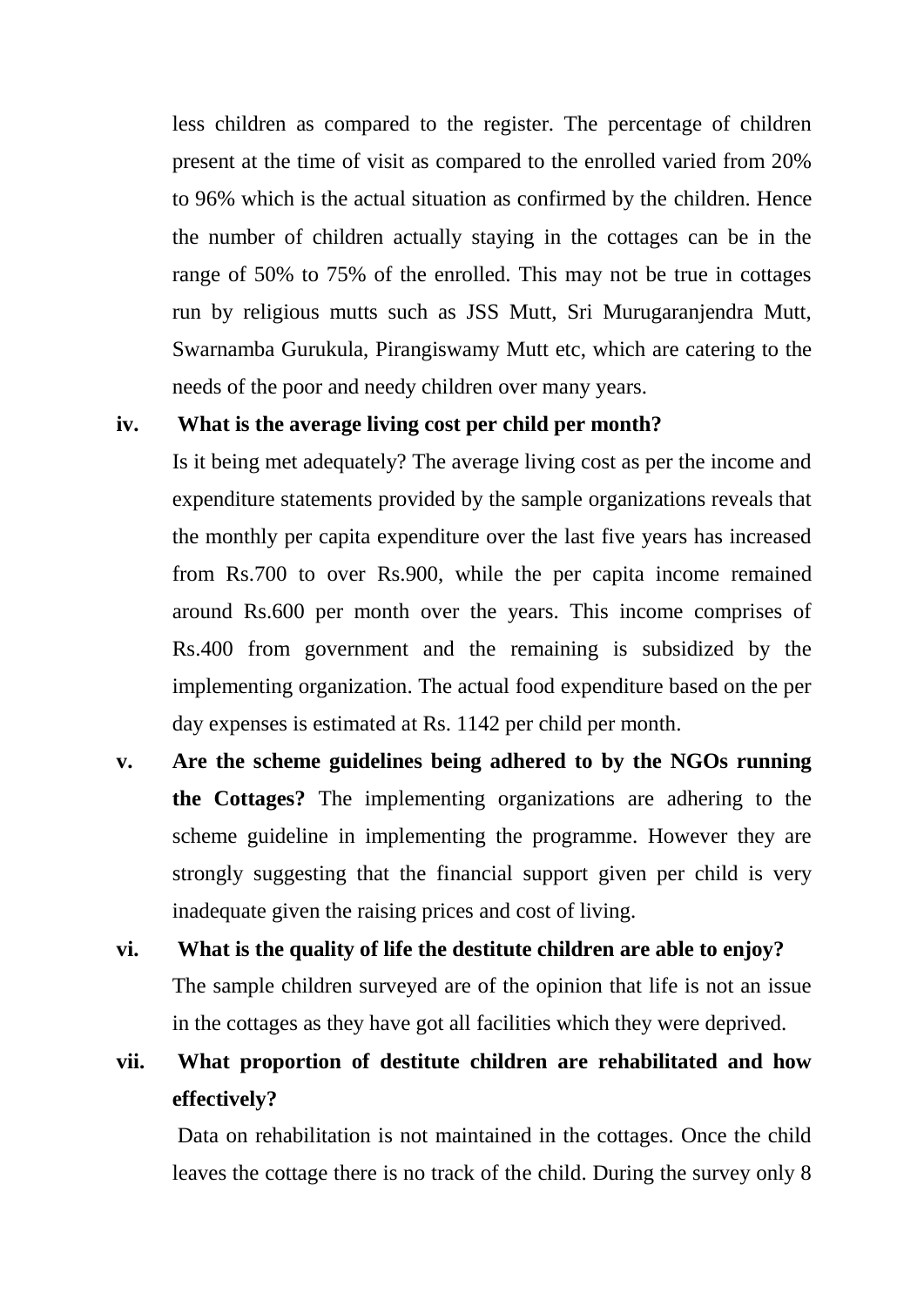less children as compared to the register. The percentage of children present at the time of visit as compared to the enrolled varied from 20% to 96% which is the actual situation as confirmed by the children. Hence the number of children actually staying in the cottages can be in the range of 50% to 75% of the enrolled. This may not be true in cottages run by religious mutts such as JSS Mutt, Sri Murugaranjendra Mutt, Swarnamba Gurukula, Pirangiswamy Mutt etc, which are catering to the needs of the poor and needy children over many years.

iv. **What is the average living cost per child per month?**

Is it being met adequately? The average living cost as per the income and expenditure statements provided by the sample organizations reveals that the monthly per capita expenditure over the last five years has increased from Rs.700 to over Rs.900, while the per capita income remained around Rs.600 per month over the years. This income comprises of Rs.400 from government and the remaining is subsidized by the implementing organization. The actual food expenditure based on the per day expenses is estimated at Rs. 1142 per child per month.

v. **Are the scheme guidelines being adhered to by the NGOs running the Cottages?** The implementing organizations are adhering to the scheme guideline in implementing the programme. However they are strongly suggesting that the financial support given per child is very inadequate given the raising prices and cost of living.

vi. **What is the quality of life the destitute children are able to enjoy?**

The sample children surveyed are of the opinion that life is not an issue in the cottages as they have got all facilities which they were deprived.

vii. **What proportion of destitute children are rehabilitated and how effectively?**

Data on rehabilitation is not maintained in the cottages. Once the child leaves the cottage there is no track of the child. During the survey only 8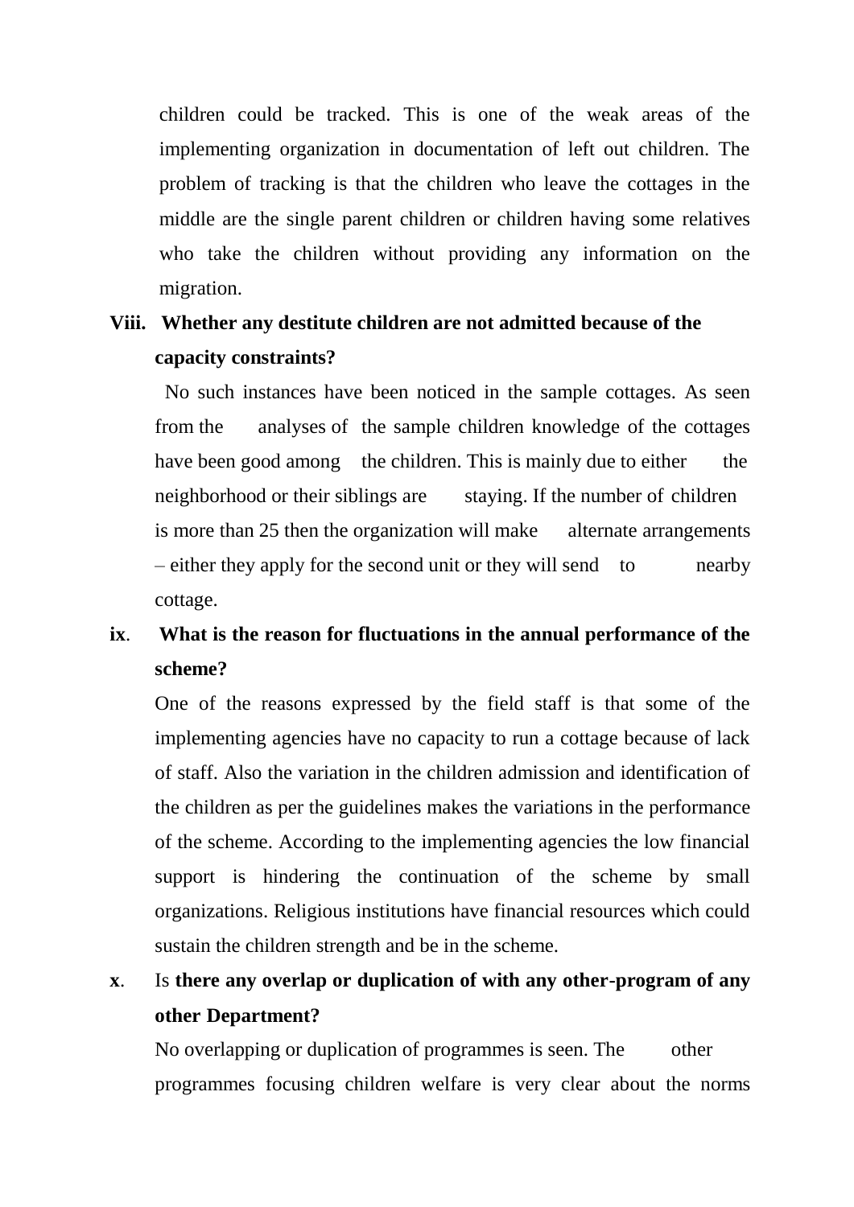children could be tracked. This is one of the weak areas of the implementing organization in documentation of left out children. The problem of tracking is that the children who leave the cottages in the middle are the single parent children or children having some relatives who take the children without providing any information on the migration.

**Viii. Whether any destitute children are not admitted because of the capacity constraints?**

No such instances have been noticed in the sample cottages. As seen from the analyses of the sample children knowledge of the cottages have been good among the children. This is mainly due to either the neighborhood or their siblings are staying. If the number of children is more than 25 then the organization will make alternate arrangements – either they apply for the second unit or they will send to nearby cottage.

**ix. What is the reason for fluctuations in the annual performance of the scheme?**

One of the reasons expressed by the field staff is that some of the implementing agencies have no capacity to run a cottage because of lack of staff. Also the variation in the children admission and identification of the children as per the guidelines makes the variations in the performance of the scheme. According to the implementing agencies the low financial support is hindering the continuation of the scheme by small organizations. Religious institutions have financial resources which could sustain the children strength and be in the scheme.

**x.** Is **there any overlap or duplication of with any other-program of any other Department?**

No overlapping or duplication of programmes is seen. The other programmes focusing children welfare is very clear about the norms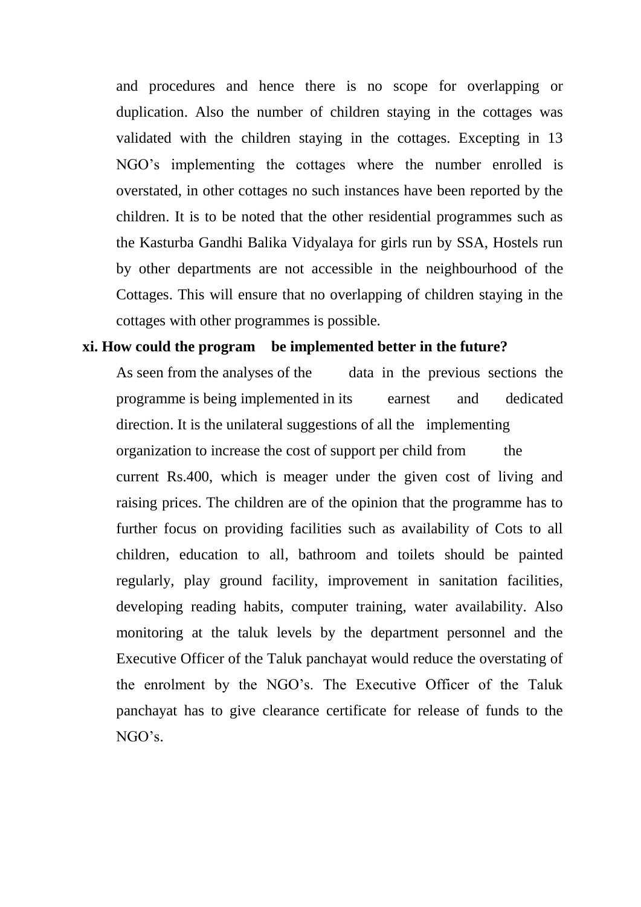and procedures and hence there is no scope for overlapping or duplication. Also the number of children staying in the cottages was validated with the children staying in the cottages. Excepting in 13 NGO's implementing the cottages where the number enrolled is overstated, in other cottages no such instances have been reported by the children. It is to be noted that the other residential programmes such as the Kasturba Gandhi Balika Vidyalaya for girls run by SSA, Hostels run by other departments are not accessible in the neighbourhood of the Cottages. This will ensure that no overlapping of children staying in the cottages with other programmes is possible.

**xi. How could the program be implemented better in the future?**

As seen from the analyses of the data in the previous sections the programme is being implemented in its earnest and dedicated direction. It is the unilateral suggestions of all the implementing organization to increase the cost of support per child from the current Rs.400, which is meager under the given cost of living and raising prices. The children are of the opinion that the programme has to further focus on providing facilities such as availability of Cots to all children, education to all, bathroom and toilets should be painted regularly, play ground facility, improvement in sanitation facilities, developing reading habits, computer training, water availability. Also monitoring at the taluk levels by the department personnel and the Executive Officer of the Taluk panchayat would reduce the overstating of the enrolment by the NGO's. The Executive Officer of the Taluk panchayat has to give clearance certificate for release of funds to the NGO's.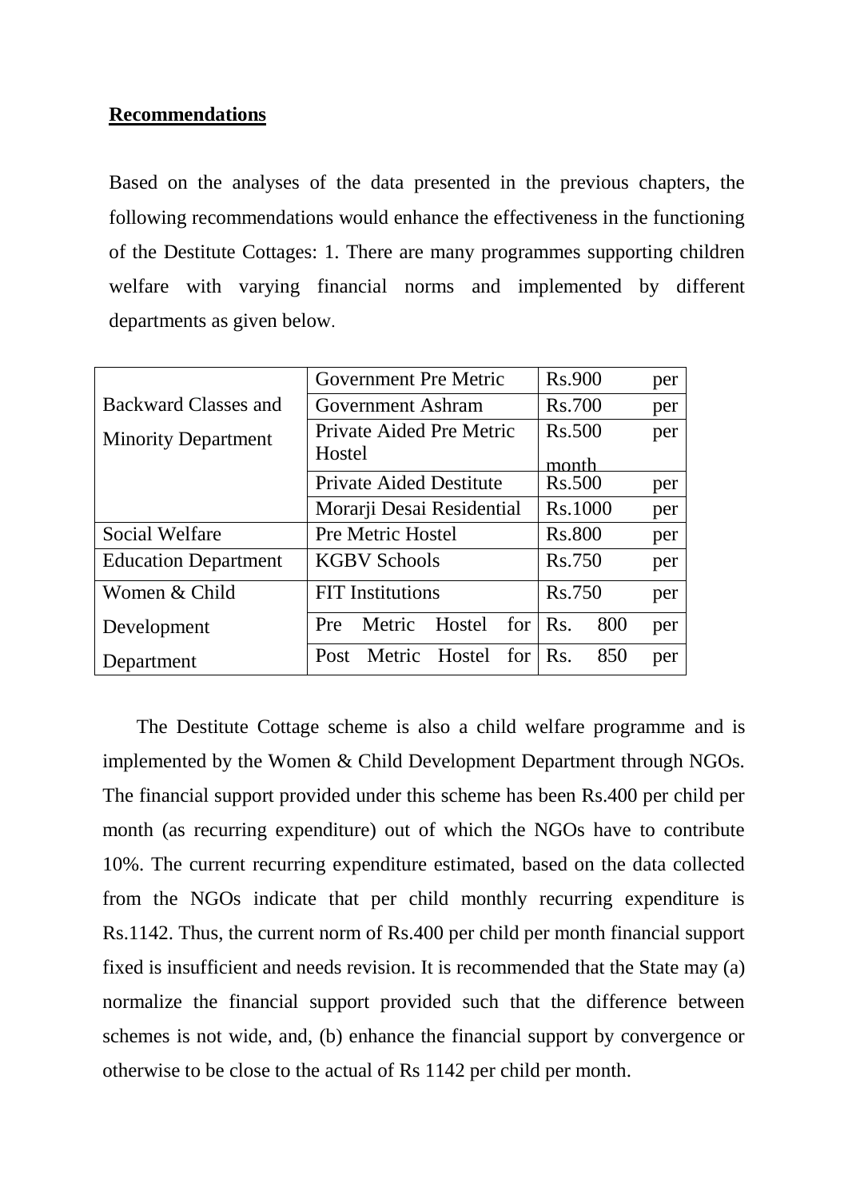**Recommendations**

Based on the analyses of the data presented in the previous chapters, the following recommendations would enhance the effectiveness in the functioning of the Destitute Cottages: 1. There are many programmes supporting children welfare with varying financial norms and implemented by different departments as given below.

| | | |
|---|---|---|
| Backward Classes and Minority Department | Government Pre Metric | Rs.900 per |
| | Government Ashram | Rs.700 per |
| | Private Aided Pre Metric Hostel | Rs.500 per month |
| | Private Aided Destitute | Rs.500 per |
| | Morarji Desai Residential | Rs.1000 per |
| Social Welfare | Pre Metric Hostel | Rs.800 per |
| Education Department | KGBV Schools | Rs.750 per |
| Women & Child Development Department | FIT Institutions | Rs.750 per |
| | Pre Metric Hostel for | Rs. 800 per |
| | Post Metric Hostel for | Rs. 850 per |

The Destitute Cottage scheme is also a child welfare programme and is implemented by the Women & Child Development Department through NGOs. The financial support provided under this scheme has been Rs.400 per child per month (as recurring expenditure) out of which the NGOs have to contribute 10%. The current recurring expenditure estimated, based on the data collected from the NGOs indicate that per child monthly recurring expenditure is Rs.1142. Thus, the current norm of Rs.400 per child per month financial support fixed is insufficient and needs revision. It is recommended that the State may (a) normalize the financial support provided such that the difference between schemes is not wide, and, (b) enhance the financial support by convergence or otherwise to be close to the actual of Rs 1142 per child per month.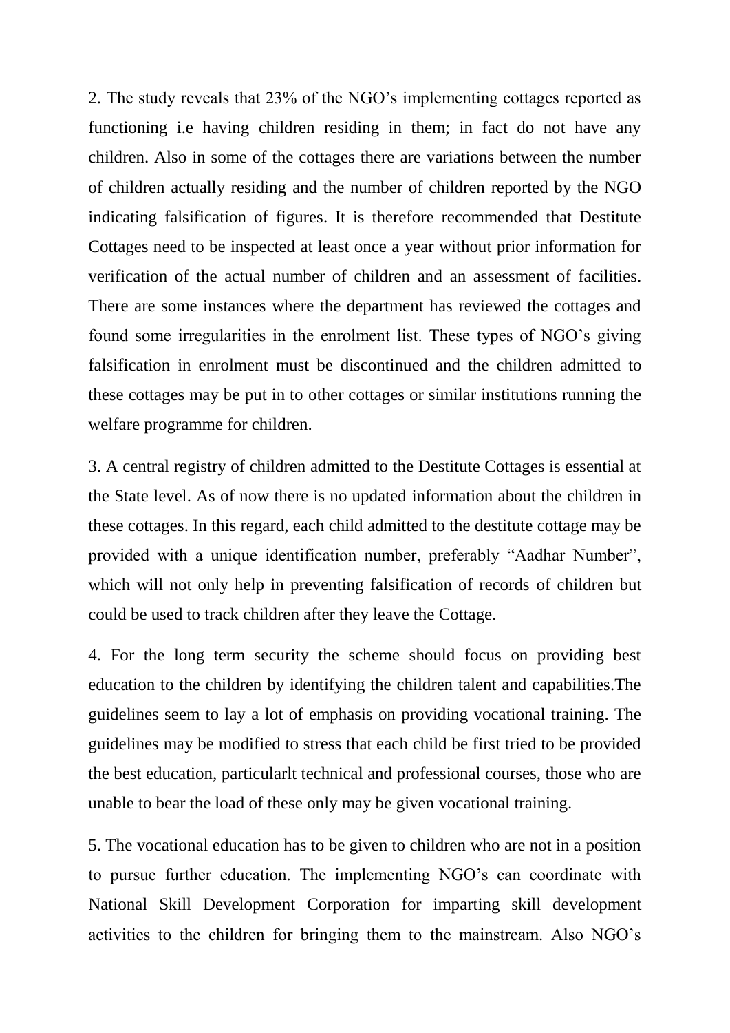2. The study reveals that 23% of the NGO's implementing cottages reported as functioning i.e having children residing in them; in fact do not have any children. Also in some of the cottages there are variations between the number of children actually residing and the number of children reported by the NGO indicating falsification of figures. It is therefore recommended that Destitute Cottages need to be inspected at least once a year without prior information for verification of the actual number of children and an assessment of facilities. There are some instances where the department has reviewed the cottages and found some irregularities in the enrolment list. These types of NGO's giving falsification in enrolment must be discontinued and the children admitted to these cottages may be put in to other cottages or similar institutions running the welfare programme for children.

3. A central registry of children admitted to the Destitute Cottages is essential at the State level. As of now there is no updated information about the children in these cottages. In this regard, each child admitted to the destitute cottage may be provided with a unique identification number, preferably "Aadhar Number", which will not only help in preventing falsification of records of children but could be used to track children after they leave the Cottage.

4. For the long term security the scheme should focus on providing best education to the children by identifying the children talent and capabilities.The guidelines seem to lay a lot of emphasis on providing vocational training. The guidelines may be modified to stress that each child be first tried to be provided the best education, particularlt technical and professional courses, those who are unable to bear the load of these only may be given vocational training.

5. The vocational education has to be given to children who are not in a position to pursue further education. The implementing NGO's can coordinate with National Skill Development Corporation for imparting skill development activities to the children for bringing them to the mainstream. Also NGO's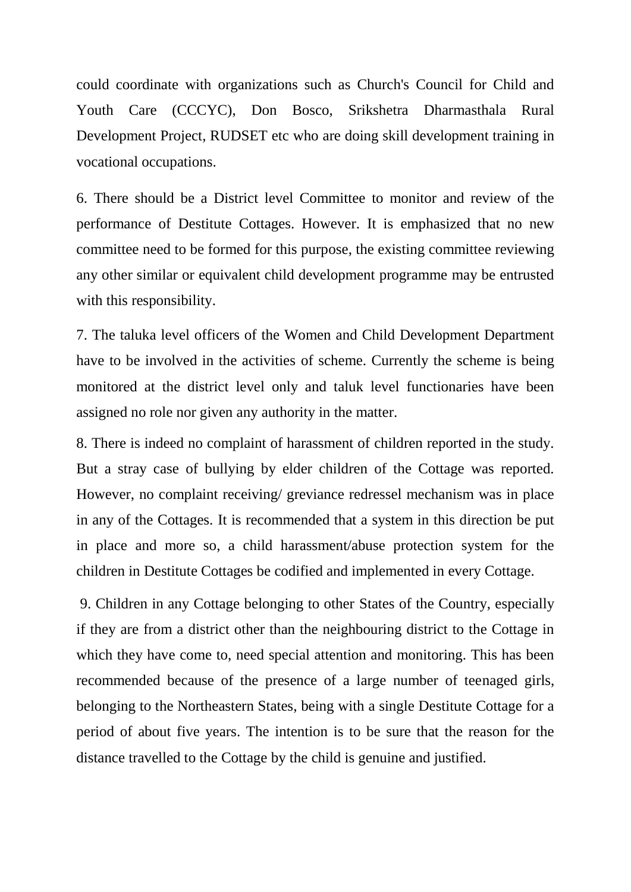could coordinate with organizations such as Church's Council for Child and Youth Care (CCCYC), Don Bosco, Srikshetra Dharmasthala Rural Development Project, RUDSET etc who are doing skill development training in vocational occupations.

6. There should be a District level Committee to monitor and review of the performance of Destitute Cottages. However. It is emphasized that no new committee need to be formed for this purpose, the existing committee reviewing any other similar or equivalent child development programme may be entrusted with this responsibility.

7. The taluka level officers of the Women and Child Development Department have to be involved in the activities of scheme. Currently the scheme is being monitored at the district level only and taluk level functionaries have been assigned no role nor given any authority in the matter.

8. There is indeed no complaint of harassment of children reported in the study. But a stray case of bullying by elder children of the Cottage was reported. However, no complaint receiving/ greviance redressel mechanism was in place in any of the Cottages. It is recommended that a system in this direction be put in place and more so, a child harassment/abuse protection system for the children in Destitute Cottages be codified and implemented in every Cottage.

9. Children in any Cottage belonging to other States of the Country, especially if they are from a district other than the neighbouring district to the Cottage in which they have come to, need special attention and monitoring. This has been recommended because of the presence of a large number of teenaged girls, belonging to the Northeastern States, being with a single Destitute Cottage for a period of about five years. The intention is to be sure that the reason for the distance travelled to the Cottage by the child is genuine and justified.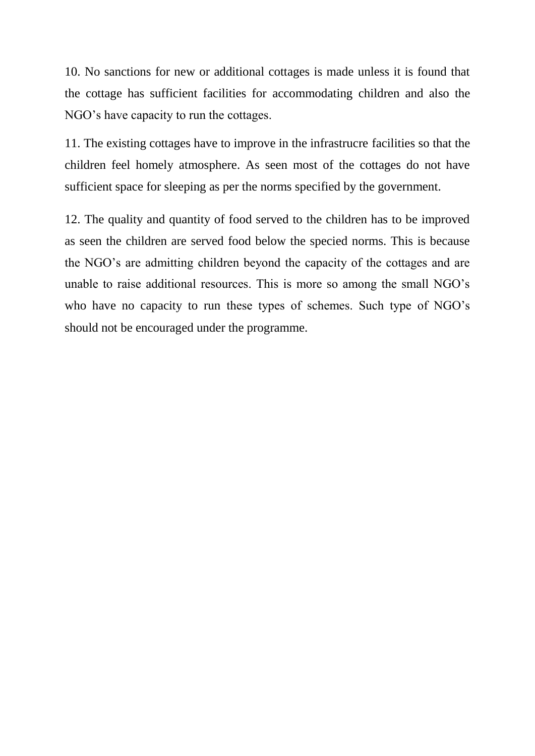10. No sanctions for new or additional cottages is made unless it is found that the cottage has sufficient facilities for accommodating children and also the NGO's have capacity to run the cottages.

11. The existing cottages have to improve in the infrastrucre facilities so that the children feel homely atmosphere. As seen most of the cottages do not have sufficient space for sleeping as per the norms specified by the government.

12. The quality and quantity of food served to the children has to be improved as seen the children are served food below the specied norms. This is because the NGO's are admitting children beyond the capacity of the cottages and are unable to raise additional resources. This is more so among the small NGO's who have no capacity to run these types of schemes. Such type of NGO's should not be encouraged under the programme.